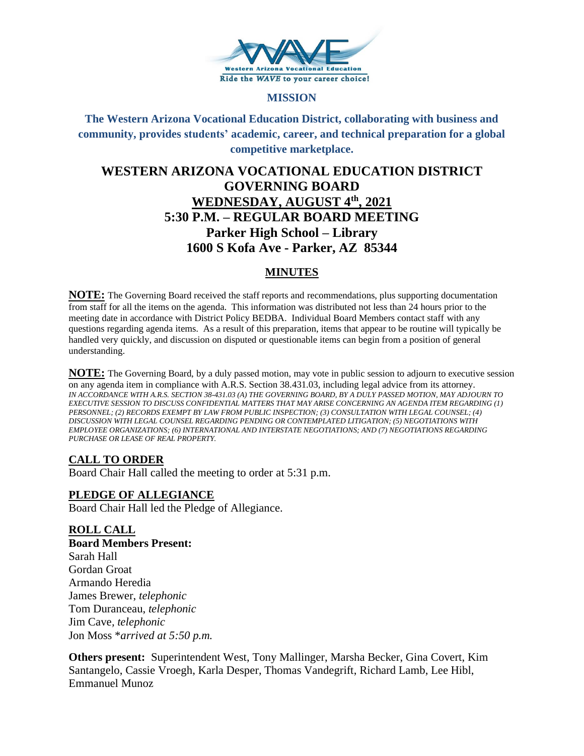**MISSION**

**The Western Arizona Vocational Education District, collaborating with business and community, provides students' academic, career, and technical preparation for a global competitive marketplace.**

# WESTERN ARIZONA VOCATIONAL EDUCATION DISTRICT GOVERNING BOARD

## WEDNESDAY, AUGUST 4th, 2021

## 5:30 P.M. – REGULAR BOARD MEETING

## Parker High School – Library

## 1600 S Kofa Ave - Parker, AZ 85344

## MINUTES

**NOTE:** The Governing Board received the staff reports and recommendations, plus supporting documentation from staff for all the items on the agenda. This information was distributed not less than 24 hours prior to the meeting date in accordance with District Policy BEDBA. Individual Board Members contact staff with any questions regarding agenda items. As a result of this preparation, items that appear to be routine will typically be handled very quickly, and discussion on disputed or questionable items can begin from a position of general understanding.

**NOTE:** The Governing Board, by a duly passed motion, may vote in public session to adjourn to executive session on any agenda item in compliance with A.R.S. Section 38.431.03, including legal advice from its attorney.
*IN ACCORDANCE WITH A.R.S. SECTION 38-431.03 (A) THE GOVERNING BOARD, BY A DULY PASSED MOTION, MAY ADJOURN TO EXECUTIVE SESSION TO DISCUSS CONFIDENTIAL MATTERS THAT MAY ARISE CONCERNING AN AGENDA ITEM REGARDING (1) PERSONNEL; (2) RECORDS EXEMPT BY LAW FROM PUBLIC INSPECTION; (3) CONSULTATION WITH LEGAL COUNSEL; (4) DISCUSSION WITH LEGAL COUNSEL REGARDING PENDING OR CONTEMPLATED LITIGATION; (5) NEGOTIATIONS WITH EMPLOYEE ORGANIZATIONS; (6) INTERNATIONAL AND INTERSTATE NEGOTIATIONS; AND (7) NEGOTIATIONS REGARDING PURCHASE OR LEASE OF REAL PROPERTY.*

### CALL TO ORDER

Board Chair Hall called the meeting to order at 5:31 p.m.

### PLEDGE OF ALLEGIANCE

Board Chair Hall led the Pledge of Allegiance.

### ROLL CALL

**Board Members Present:**
Sarah Hall
Gordan Groat
Armando Heredia
James Brewer, *telephonic*
Tom Duranceau, *telephonic*
Jim Cave, *telephonic*
Jon Moss \**arrived at 5:50 p.m.*

**Others present:** Superintendent West, Tony Mallinger, Marsha Becker, Gina Covert, Kim Santangelo, Cassie Vroegh, Karla Desper, Thomas Vandegrift, Richard Lamb, Lee Hibl, Emmanuel Munoz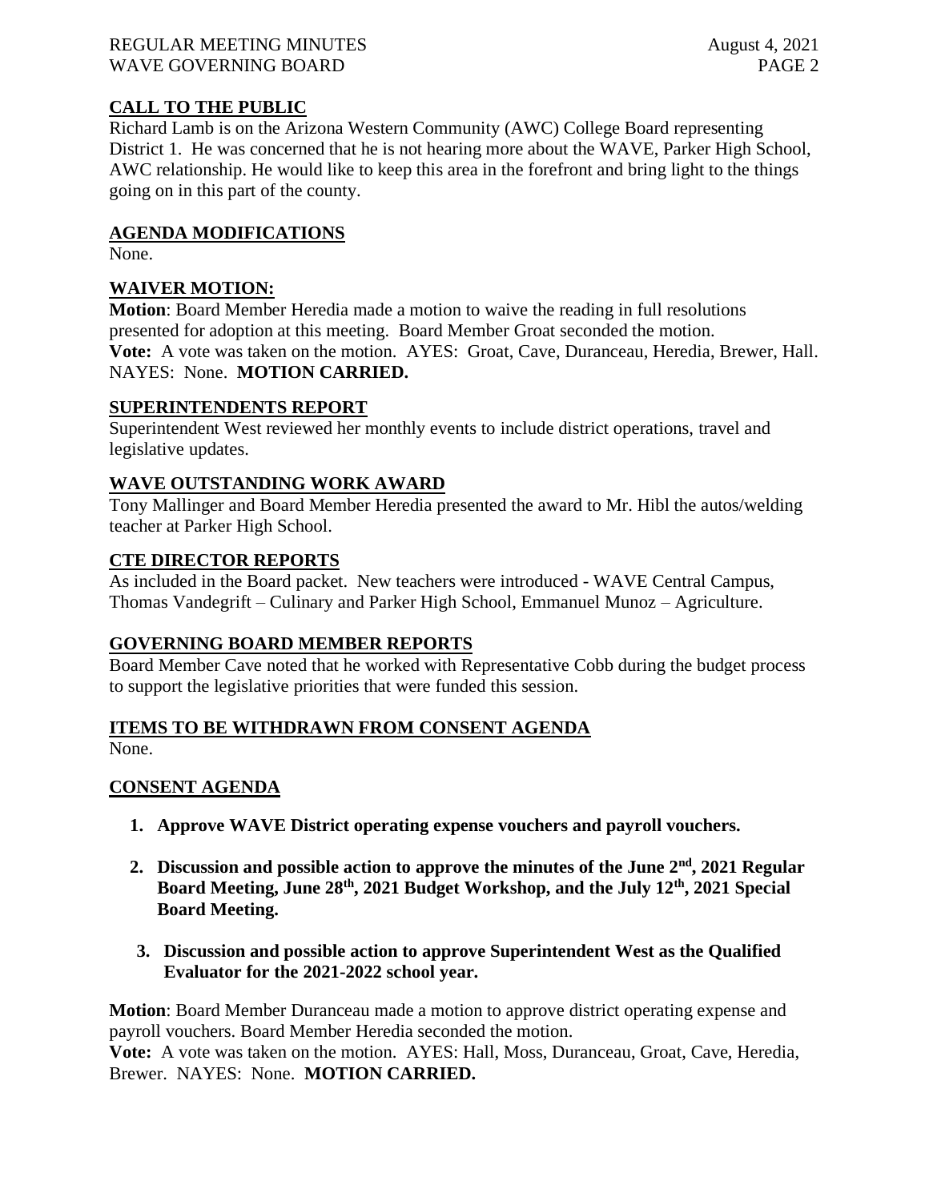## CALL TO THE PUBLIC

Richard Lamb is on the Arizona Western Community (AWC) College Board representing District 1. He was concerned that he is not hearing more about the WAVE, Parker High School, AWC relationship. He would like to keep this area in the forefront and bring light to the things going on in this part of the county.

## AGENDA MODIFICATIONS

None.

## WAIVER MOTION:

**Motion**: Board Member Heredia made a motion to waive the reading in full resolutions presented for adoption at this meeting. Board Member Groat seconded the motion.
**Vote:** A vote was taken on the motion. AYES: Groat, Cave, Duranceau, Heredia, Brewer, Hall. NAYES: None. **MOTION CARRIED.**

## SUPERINTENDENTS REPORT

Superintendent West reviewed her monthly events to include district operations, travel and legislative updates.

## WAVE OUTSTANDING WORK AWARD

Tony Mallinger and Board Member Heredia presented the award to Mr. Hibl the autos/welding teacher at Parker High School.

## CTE DIRECTOR REPORTS

As included in the Board packet. New teachers were introduced - WAVE Central Campus, Thomas Vandegrift – Culinary and Parker High School, Emmanuel Munoz – Agriculture.

## GOVERNING BOARD MEMBER REPORTS

Board Member Cave noted that he worked with Representative Cobb during the budget process to support the legislative priorities that were funded this session.

## ITEMS TO BE WITHDRAWN FROM CONSENT AGENDA

None.

## CONSENT AGENDA

1. **Approve WAVE District operating expense vouchers and payroll vouchers.**
2. **Discussion and possible action to approve the minutes of the June 2nd, 2021 Regular Board Meeting, June 28th, 2021 Budget Workshop, and the July 12th, 2021 Special Board Meeting.**
3. **Discussion and possible action to approve Superintendent West as the Qualified Evaluator for the 2021-2022 school year.**

**Motion**: Board Member Duranceau made a motion to approve district operating expense and payroll vouchers. Board Member Heredia seconded the motion.
**Vote:** A vote was taken on the motion. AYES: Hall, Moss, Duranceau, Groat, Cave, Heredia, Brewer. NAYES: None. **MOTION CARRIED.**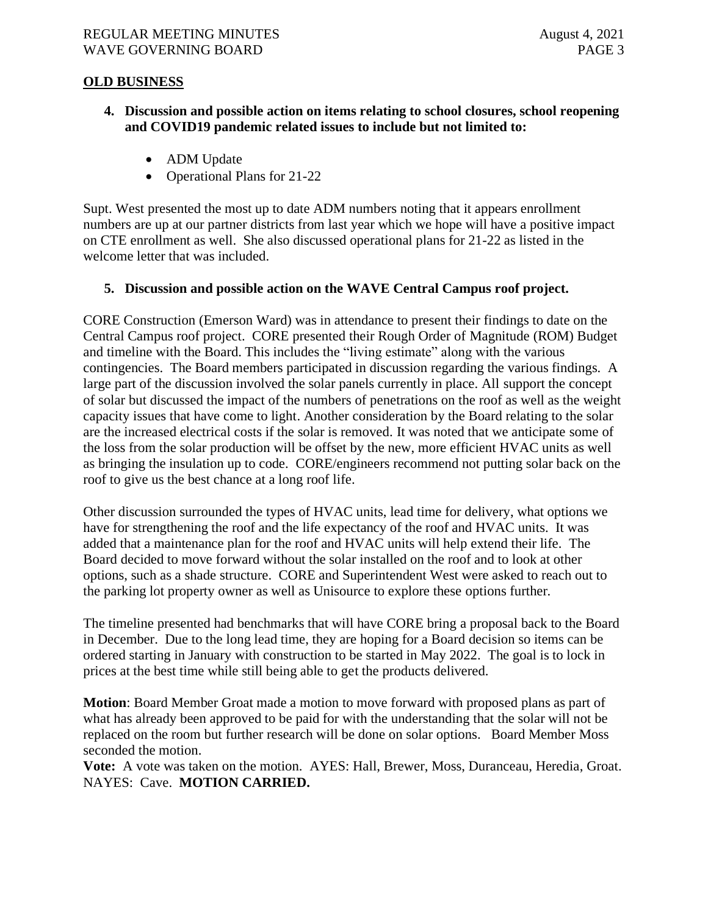## OLD BUSINESS

**4. Discussion and possible action on items relating to school closures, school reopening and COVID19 pandemic related issues to include but not limited to:**

- ADM Update
- Operational Plans for 21-22

Supt. West presented the most up to date ADM numbers noting that it appears enrollment numbers are up at our partner districts from last year which we hope will have a positive impact on CTE enrollment as well. She also discussed operational plans for 21-22 as listed in the welcome letter that was included.

**5. Discussion and possible action on the WAVE Central Campus roof project.**

CORE Construction (Emerson Ward) was in attendance to present their findings to date on the Central Campus roof project. CORE presented their Rough Order of Magnitude (ROM) Budget and timeline with the Board. This includes the "living estimate" along with the various contingencies. The Board members participated in discussion regarding the various findings. A large part of the discussion involved the solar panels currently in place. All support the concept of solar but discussed the impact of the numbers of penetrations on the roof as well as the weight capacity issues that have come to light. Another consideration by the Board relating to the solar are the increased electrical costs if the solar is removed. It was noted that we anticipate some of the loss from the solar production will be offset by the new, more efficient HVAC units as well as bringing the insulation up to code. CORE/engineers recommend not putting solar back on the roof to give us the best chance at a long roof life.

Other discussion surrounded the types of HVAC units, lead time for delivery, what options we have for strengthening the roof and the life expectancy of the roof and HVAC units. It was added that a maintenance plan for the roof and HVAC units will help extend their life. The Board decided to move forward without the solar installed on the roof and to look at other options, such as a shade structure. CORE and Superintendent West were asked to reach out to the parking lot property owner as well as Unisource to explore these options further.

The timeline presented had benchmarks that will have CORE bring a proposal back to the Board in December. Due to the long lead time, they are hoping for a Board decision so items can be ordered starting in January with construction to be started in May 2022. The goal is to lock in prices at the best time while still being able to get the products delivered.

**Motion**: Board Member Groat made a motion to move forward with proposed plans as part of what has already been approved to be paid for with the understanding that the solar will not be replaced on the room but further research will be done on solar options. Board Member Moss seconded the motion.

**Vote:** A vote was taken on the motion. AYES: Hall, Brewer, Moss, Duranceau, Heredia, Groat. NAYES: Cave. **MOTION CARRIED.**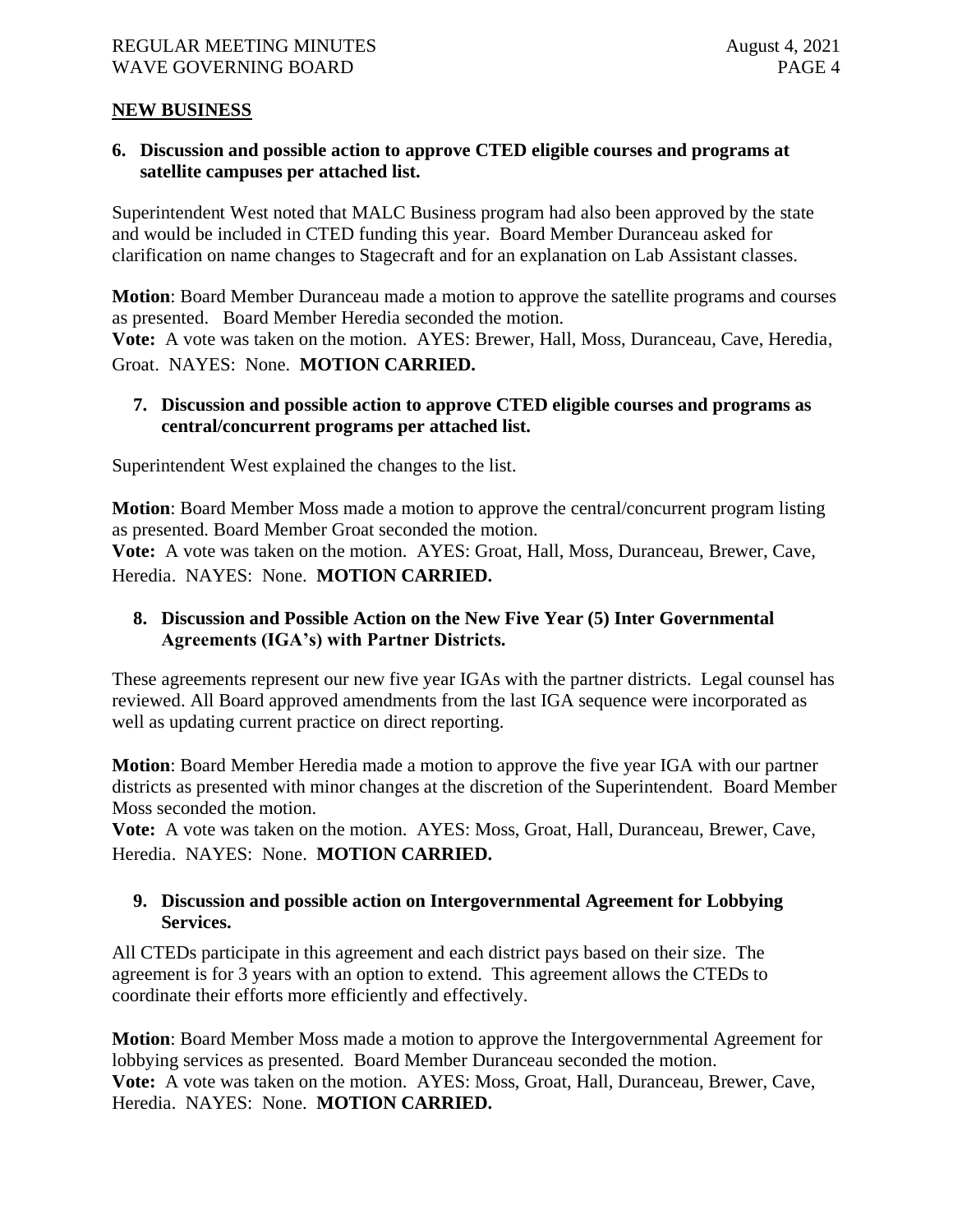## NEW BUSINESS

**6. Discussion and possible action to approve CTED eligible courses and programs at satellite campuses per attached list.**

Superintendent West noted that MALC Business program had also been approved by the state and would be included in CTED funding this year. Board Member Duranceau asked for clarification on name changes to Stagecraft and for an explanation on Lab Assistant classes.

**Motion**: Board Member Duranceau made a motion to approve the satellite programs and courses as presented. Board Member Heredia seconded the motion.
**Vote:** A vote was taken on the motion. AYES: Brewer, Hall, Moss, Duranceau, Cave, Heredia, Groat. NAYES: None. **MOTION CARRIED.**

**7. Discussion and possible action to approve CTED eligible courses and programs as central/concurrent programs per attached list.**

Superintendent West explained the changes to the list.

**Motion**: Board Member Moss made a motion to approve the central/concurrent program listing as presented. Board Member Groat seconded the motion.
**Vote:** A vote was taken on the motion. AYES: Groat, Hall, Moss, Duranceau, Brewer, Cave, Heredia. NAYES: None. **MOTION CARRIED.**

**8. Discussion and Possible Action on the New Five Year (5) Inter Governmental Agreements (IGA's) with Partner Districts.**

These agreements represent our new five year IGAs with the partner districts. Legal counsel has reviewed. All Board approved amendments from the last IGA sequence were incorporated as well as updating current practice on direct reporting.

**Motion**: Board Member Heredia made a motion to approve the five year IGA with our partner districts as presented with minor changes at the discretion of the Superintendent. Board Member Moss seconded the motion.
**Vote:** A vote was taken on the motion. AYES: Moss, Groat, Hall, Duranceau, Brewer, Cave, Heredia. NAYES: None. **MOTION CARRIED.**

**9. Discussion and possible action on Intergovernmental Agreement for Lobbying Services.**

All CTEDs participate in this agreement and each district pays based on their size. The agreement is for 3 years with an option to extend. This agreement allows the CTEDs to coordinate their efforts more efficiently and effectively.

**Motion**: Board Member Moss made a motion to approve the Intergovernmental Agreement for lobbying services as presented. Board Member Duranceau seconded the motion.
**Vote:** A vote was taken on the motion. AYES: Moss, Groat, Hall, Duranceau, Brewer, Cave, Heredia. NAYES: None. **MOTION CARRIED.**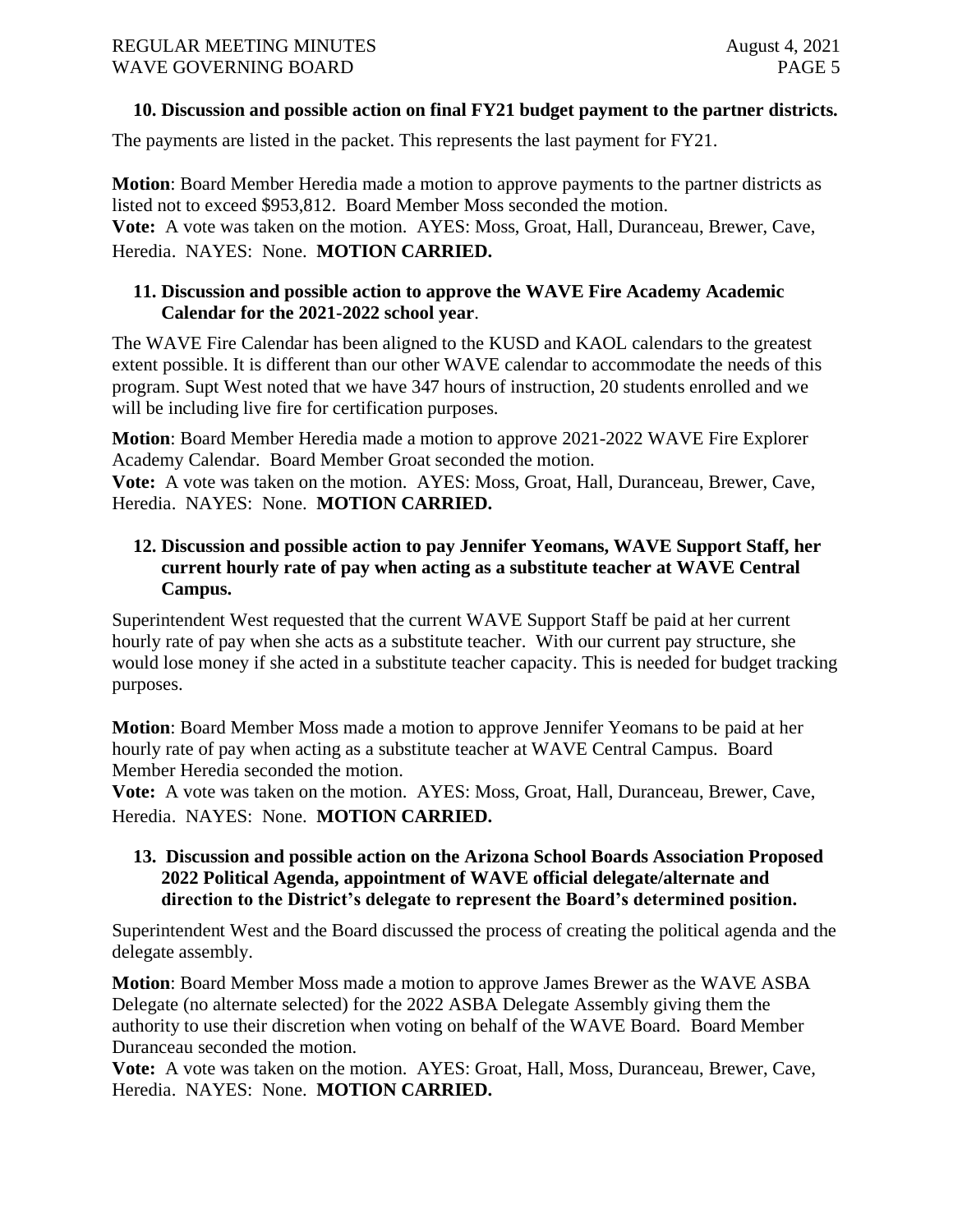**10. Discussion and possible action on final FY21 budget payment to the partner districts.**

The payments are listed in the packet. This represents the last payment for FY21.

**Motion**: Board Member Heredia made a motion to approve payments to the partner districts as listed not to exceed $953,812. Board Member Moss seconded the motion.
**Vote:** A vote was taken on the motion. AYES: Moss, Groat, Hall, Duranceau, Brewer, Cave, Heredia. NAYES: None. **MOTION CARRIED.**

**11. Discussion and possible action to approve the WAVE Fire Academy Academic Calendar for the 2021-2022 school year**.

The WAVE Fire Calendar has been aligned to the KUSD and KAOL calendars to the greatest extent possible. It is different than our other WAVE calendar to accommodate the needs of this program. Supt West noted that we have 347 hours of instruction, 20 students enrolled and we will be including live fire for certification purposes.

**Motion**: Board Member Heredia made a motion to approve 2021-2022 WAVE Fire Explorer Academy Calendar. Board Member Groat seconded the motion.
**Vote:** A vote was taken on the motion. AYES: Moss, Groat, Hall, Duranceau, Brewer, Cave, Heredia. NAYES: None. **MOTION CARRIED.**

**12. Discussion and possible action to pay Jennifer Yeomans, WAVE Support Staff, her current hourly rate of pay when acting as a substitute teacher at WAVE Central Campus.**

Superintendent West requested that the current WAVE Support Staff be paid at her current hourly rate of pay when she acts as a substitute teacher. With our current pay structure, she would lose money if she acted in a substitute teacher capacity. This is needed for budget tracking purposes.

**Motion**: Board Member Moss made a motion to approve Jennifer Yeomans to be paid at her hourly rate of pay when acting as a substitute teacher at WAVE Central Campus. Board Member Heredia seconded the motion.
**Vote:** A vote was taken on the motion. AYES: Moss, Groat, Hall, Duranceau, Brewer, Cave, Heredia. NAYES: None. **MOTION CARRIED.**

**13. Discussion and possible action on the Arizona School Boards Association Proposed 2022 Political Agenda, appointment of WAVE official delegate/alternate and direction to the District's delegate to represent the Board's determined position.**

Superintendent West and the Board discussed the process of creating the political agenda and the delegate assembly.

**Motion**: Board Member Moss made a motion to approve James Brewer as the WAVE ASBA Delegate (no alternate selected) for the 2022 ASBA Delegate Assembly giving them the authority to use their discretion when voting on behalf of the WAVE Board. Board Member Duranceau seconded the motion.
**Vote:** A vote was taken on the motion. AYES: Groat, Hall, Moss, Duranceau, Brewer, Cave, Heredia. NAYES: None. **MOTION CARRIED.**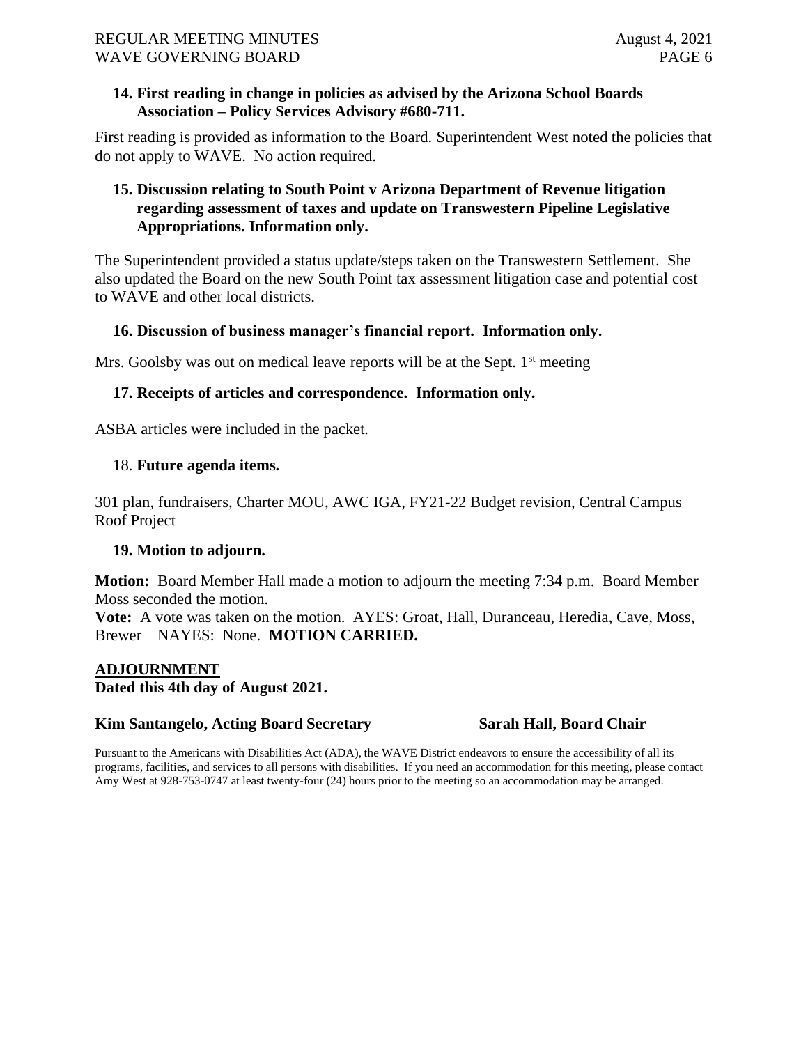**14. First reading in change in policies as advised by the Arizona School Boards Association – Policy Services Advisory #680-711.**

First reading is provided as information to the Board. Superintendent West noted the policies that do not apply to WAVE. No action required.

**15. Discussion relating to South Point v Arizona Department of Revenue litigation regarding assessment of taxes and update on Transwestern Pipeline Legislative Appropriations. Information only.**

The Superintendent provided a status update/steps taken on the Transwestern Settlement. She also updated the Board on the new South Point tax assessment litigation case and potential cost to WAVE and other local districts.

**16. Discussion of business manager's financial report. Information only.**

Mrs. Goolsby was out on medical leave reports will be at the Sept. 1st meeting

**17. Receipts of articles and correspondence. Information only.**

ASBA articles were included in the packet.

18. **Future agenda items.**

301 plan, fundraisers, Charter MOU, AWC IGA, FY21-22 Budget revision, Central Campus Roof Project

**19. Motion to adjourn.**

**Motion:** Board Member Hall made a motion to adjourn the meeting 7:34 p.m. Board Member Moss seconded the motion.
**Vote:** A vote was taken on the motion. AYES: Groat, Hall, Duranceau, Heredia, Cave, Moss, Brewer NAYES: None. **MOTION CARRIED.**

**ADJOURNMENT**
**Dated this 4th day of August 2021.**

**Kim Santangelo, Acting Board Secretary** **Sarah Hall, Board Chair**

Pursuant to the Americans with Disabilities Act (ADA), the WAVE District endeavors to ensure the accessibility of all its programs, facilities, and services to all persons with disabilities. If you need an accommodation for this meeting, please contact Amy West at 928-753-0747 at least twenty-four (24) hours prior to the meeting so an accommodation may be arranged.